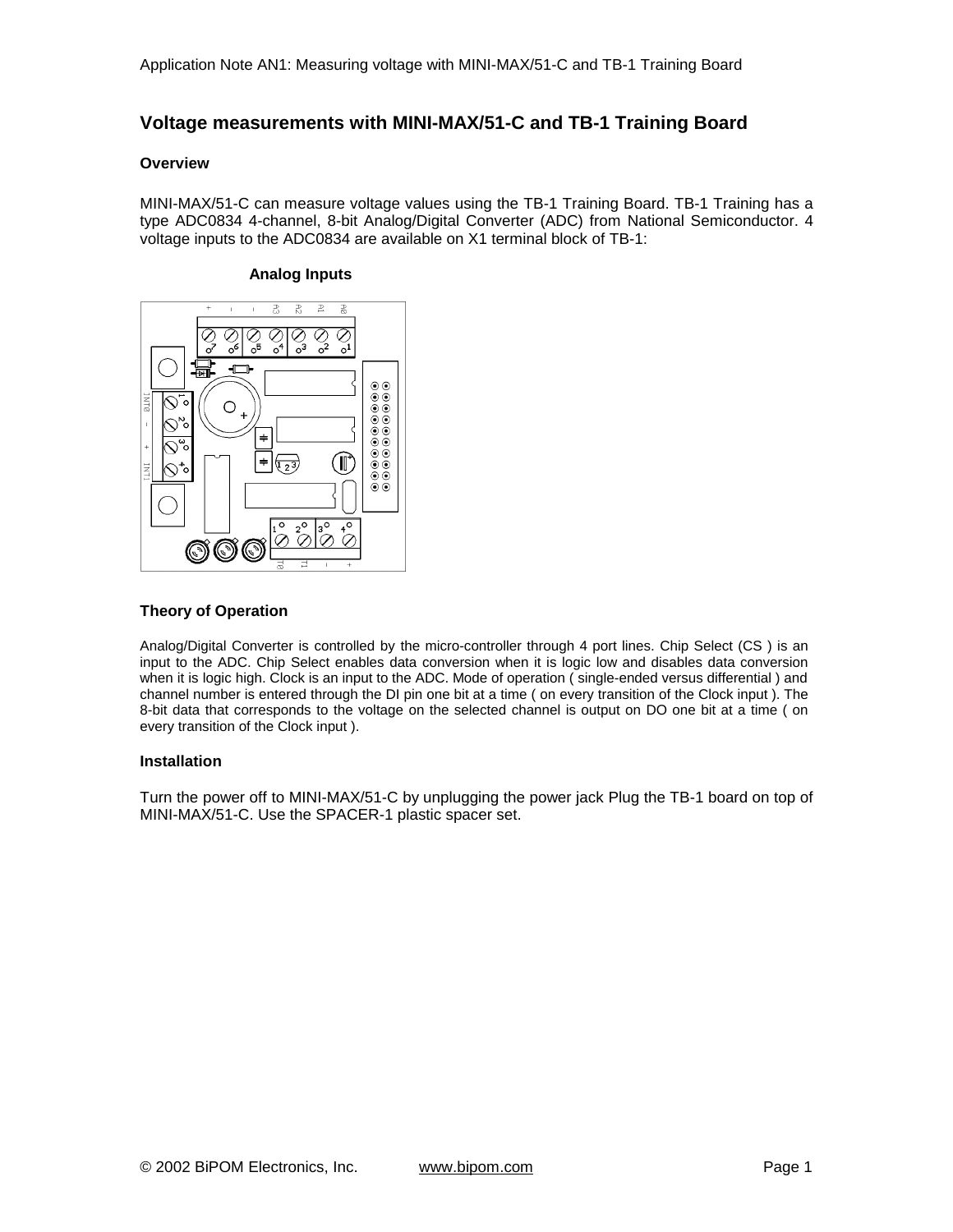## Voltage measurements with MINI-MAX/51-C and TB-1 Training Board

### Overview

MINI-MAX/51-C can measure voltage values using the TB-1 Training Board. TB-1 Training has a type ADC0834 4-channel, 8-bit Analog/Digital Converter (ADC) from National Semiconductor. 4 voltage inputs to the ADC0834 are available on X1 terminal block of TB-1:

**Analog Inputs**

### Theory of Operation

Analog/Digital Converter is controlled by the micro-controller through 4 port lines. Chip Select (CS ) is an input to the ADC. Chip Select enables data conversion when it is logic low and disables data conversion when it is logic high. Clock is an input to the ADC. Mode of operation ( single-ended versus differential ) and channel number is entered through the DI pin one bit at a time ( on every transition of the Clock input ). The 8-bit data that corresponds to the voltage on the selected channel is output on DO one bit at a time ( on every transition of the Clock input ).

### Installation

Turn the power off to MINI-MAX/51-C by unplugging the power jack Plug the TB-1 board on top of MINI-MAX/51-C. Use the SPACER-1 plastic spacer set.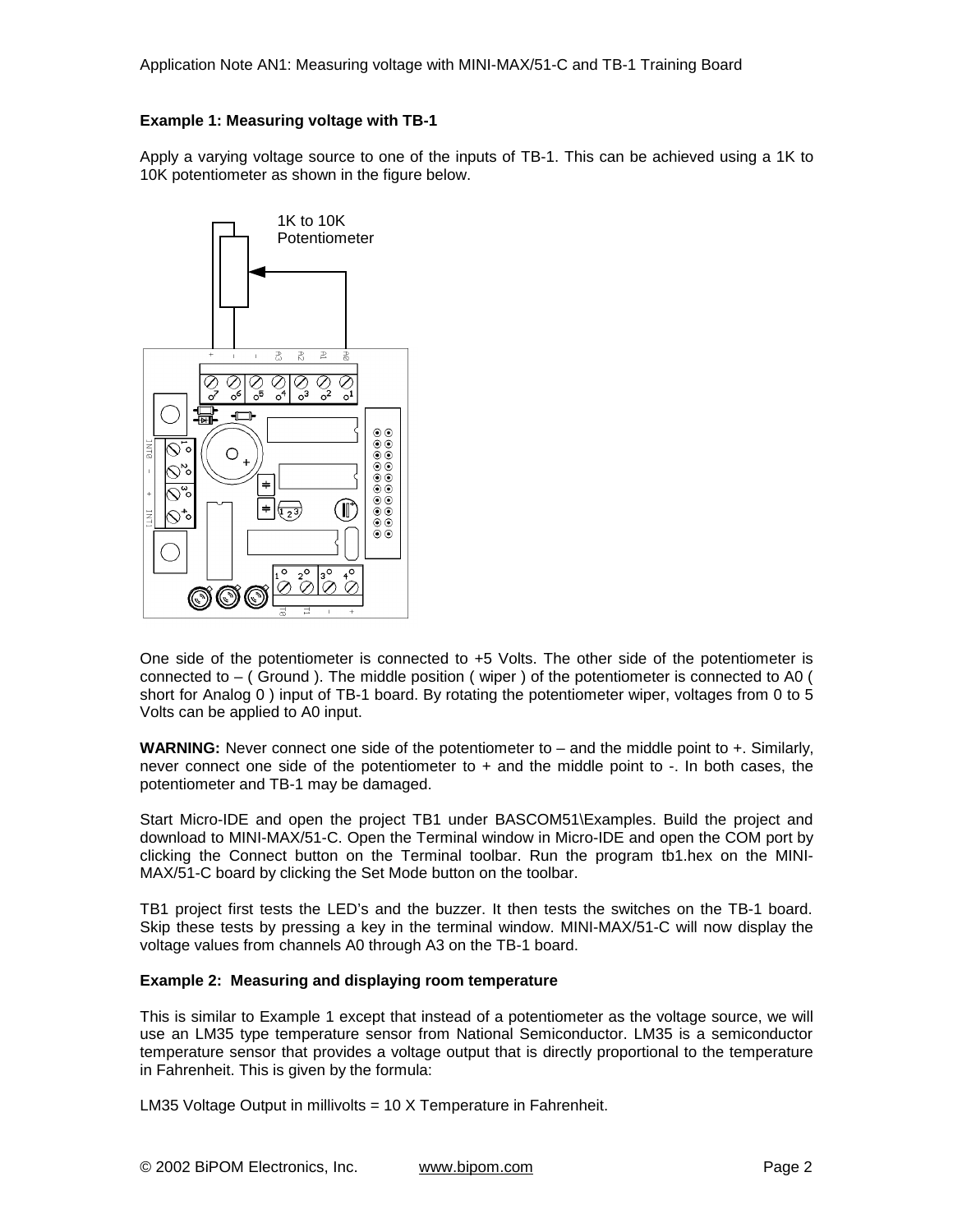### Example 1: Measuring voltage with TB-1

Apply a varying voltage source to one of the inputs of TB-1. This can be achieved using a 1K to 10K potentiometer as shown in the figure below.

One side of the potentiometer is connected to +5 Volts. The other side of the potentiometer is connected to – ( Ground ). The middle position ( wiper ) of the potentiometer is connected to A0 ( short for Analog 0 ) input of TB-1 board. By rotating the potentiometer wiper, voltages from 0 to 5 Volts can be applied to A0 input.

**WARNING:** Never connect one side of the potentiometer to – and the middle point to +. Similarly, never connect one side of the potentiometer to + and the middle point to -. In both cases, the potentiometer and TB-1 may be damaged.

Start Micro-IDE and open the project TB1 under BASCOM51\Examples. Build the project and download to MINI-MAX/51-C. Open the Terminal window in Micro-IDE and open the COM port by clicking the Connect button on the Terminal toolbar. Run the program tb1.hex on the MINI-MAX/51-C board by clicking the Set Mode button on the toolbar.

TB1 project first tests the LED's and the buzzer. It then tests the switches on the TB-1 board. Skip these tests by pressing a key in the terminal window. MINI-MAX/51-C will now display the voltage values from channels A0 through A3 on the TB-1 board.

### Example 2: Measuring and displaying room temperature

This is similar to Example 1 except that instead of a potentiometer as the voltage source, we will use an LM35 type temperature sensor from National Semiconductor. LM35 is a semiconductor temperature sensor that provides a voltage output that is directly proportional to the temperature in Fahrenheit. This is given by the formula:

LM35 Voltage Output in millivolts = 10 X Temperature in Fahrenheit.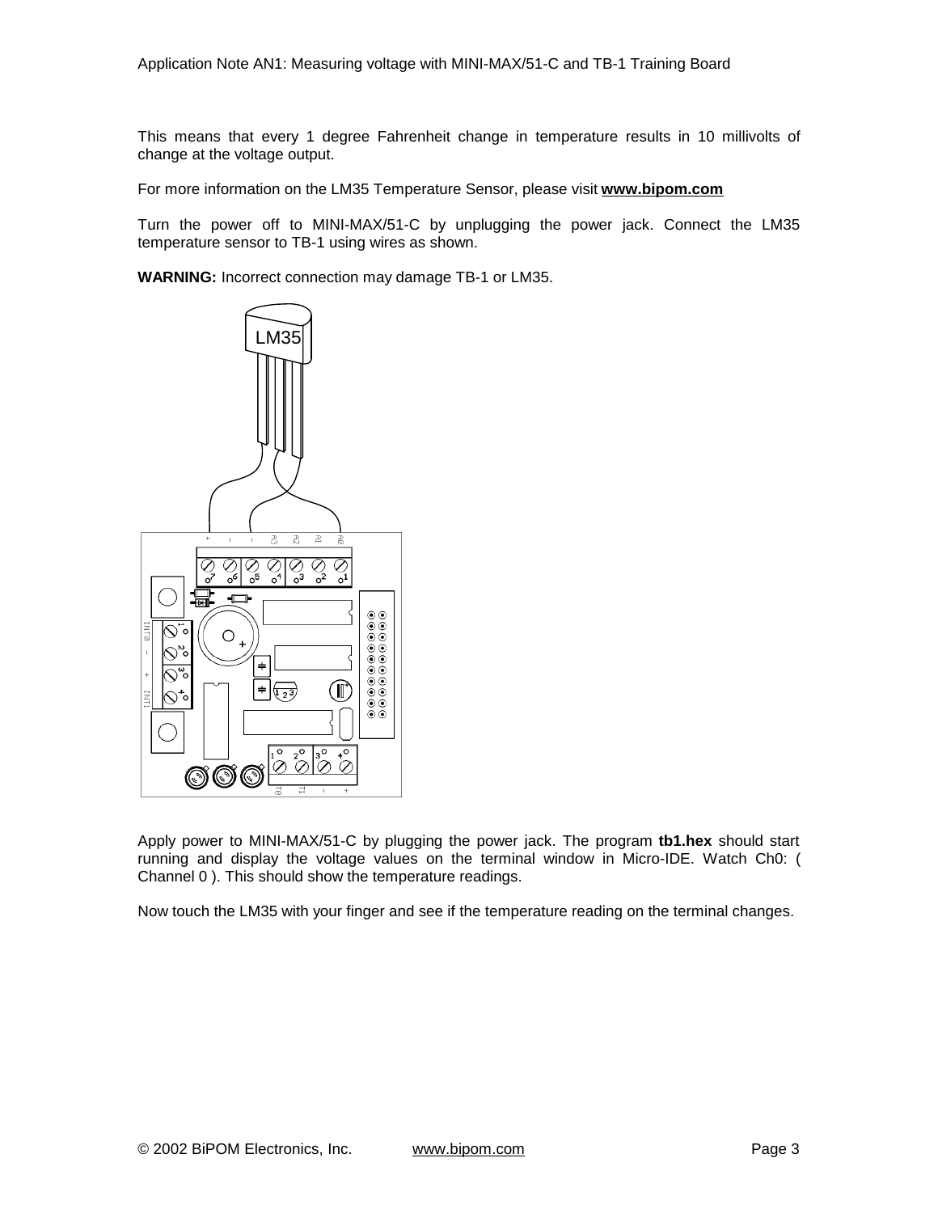This means that every 1 degree Fahrenheit change in temperature results in 10 millivolts of change at the voltage output.

For more information on the LM35 Temperature Sensor, please visit **www.bipom.com**

Turn the power off to MINI-MAX/51-C by unplugging the power jack. Connect the LM35 temperature sensor to TB-1 using wires as shown.

**WARNING:** Incorrect connection may damage TB-1 or LM35.

Apply power to MINI-MAX/51-C by plugging the power jack. The program **tb1.hex** should start running and display the voltage values on the terminal window in Micro-IDE. Watch Ch0: ( Channel 0 ). This should show the temperature readings.

Now touch the LM35 with your finger and see if the temperature reading on the terminal changes.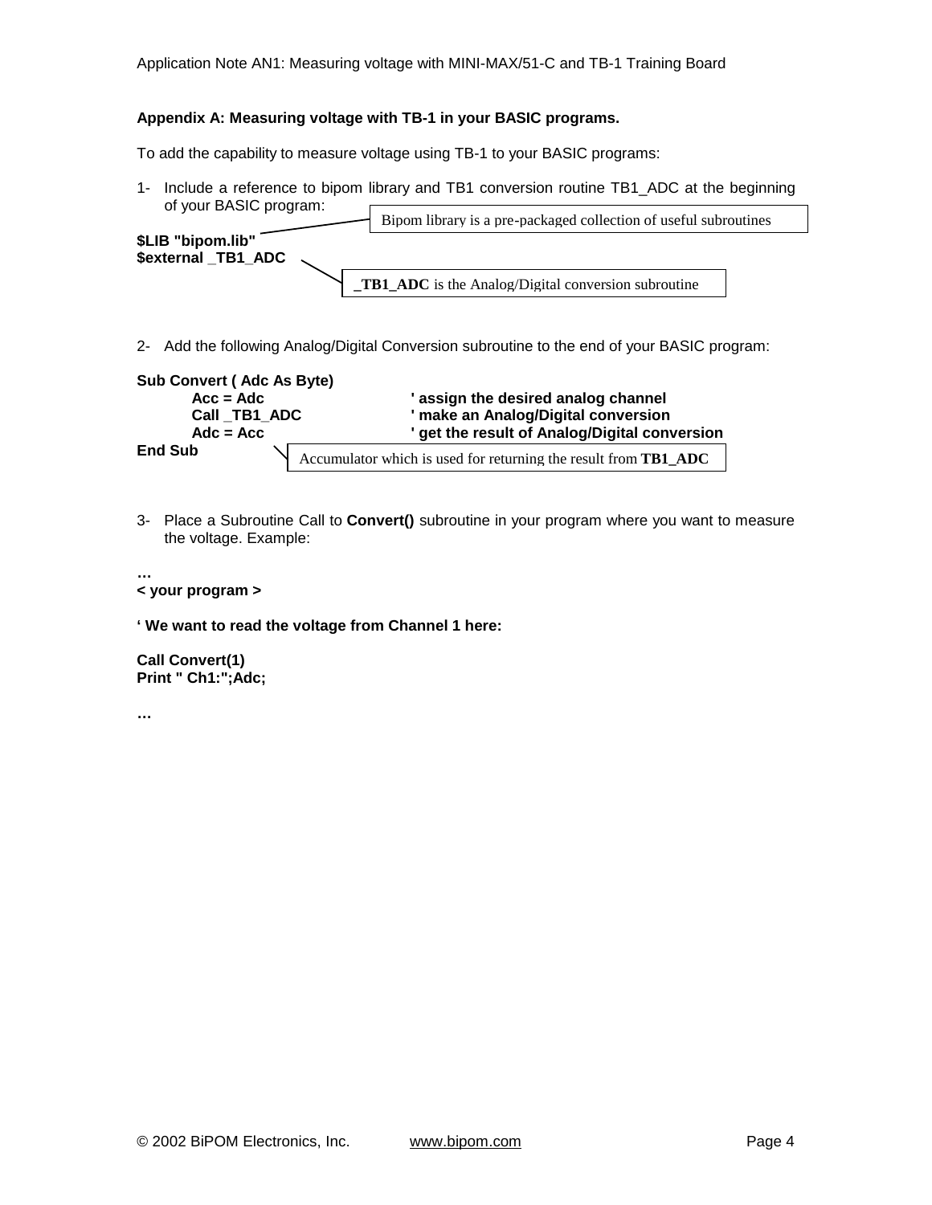## Appendix A: Measuring voltage with TB-1 in your BASIC programs.

To add the capability to measure voltage using TB-1 to your BASIC programs:

1- Include a reference to bipom library and TB1 conversion routine TB1_ADC at the beginning of your BASIC program:

```
$LIB "bipom.lib"
$external _TB1_ADC
```

Bipom library is a pre-packaged collection of useful subroutines

**_TB1_ADC** is the Analog/Digital conversion subroutine

2- Add the following Analog/Digital Conversion subroutine to the end of your BASIC program:

```
Sub Convert ( Adc As Byte)
        Acc = Adc               ' assign the desired analog channel
        Call _TB1_ADC           ' make an Analog/Digital conversion
        Adc = Acc               ' get the result of Analog/Digital conversion
End Sub
```

Accumulator which is used for returning the result from **TB1_ADC**

3- Place a Subroutine Call to **Convert()** subroutine in your program where you want to measure the voltage. Example:

```
…
< your program >

' We want to read the voltage from Channel 1 here:

Call Convert(1)
Print " Ch1:";Adc;

…
```